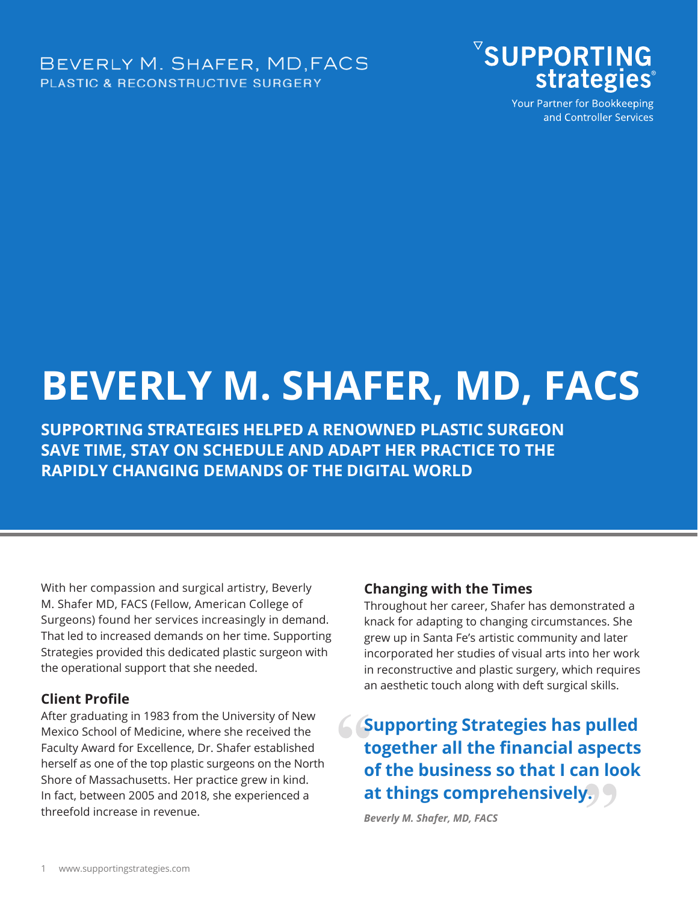BEVERLY M. SHAFER, MD,FACS
PLASTIC & RECONSTRUCTIVE SURGERY

SUPPORTING strategies
Your Partner for Bookkeeping and Controller Services

# BEVERLY M. SHAFER, MD, FACS

**SUPPORTING STRATEGIES HELPED A RENOWNED PLASTIC SURGEON SAVE TIME, STAY ON SCHEDULE AND ADAPT HER PRACTICE TO THE RAPIDLY CHANGING DEMANDS OF THE DIGITAL WORLD**

With her compassion and surgical artistry, Beverly M. Shafer MD, FACS (Fellow, American College of Surgeons) found her services increasingly in demand. That led to increased demands on her time. Supporting Strategies provided this dedicated plastic surgeon with the operational support that she needed.

## Client Profile

After graduating in 1983 from the University of New Mexico School of Medicine, where she received the Faculty Award for Excellence, Dr. Shafer established herself as one of the top plastic surgeons on the North Shore of Massachusetts. Her practice grew in kind. In fact, between 2005 and 2018, she experienced a threefold increase in revenue.

## Changing with the Times

Throughout her career, Shafer has demonstrated a knack for adapting to changing circumstances. She grew up in Santa Fe's artistic community and later incorporated her studies of visual arts into her work in reconstructive and plastic surgery, which requires an aesthetic touch along with deft surgical skills.

> **"Supporting Strategies has pulled together all the financial aspects of the business so that I can look at things comprehensively."**
>
> ***Beverly M. Shafer, MD, FACS***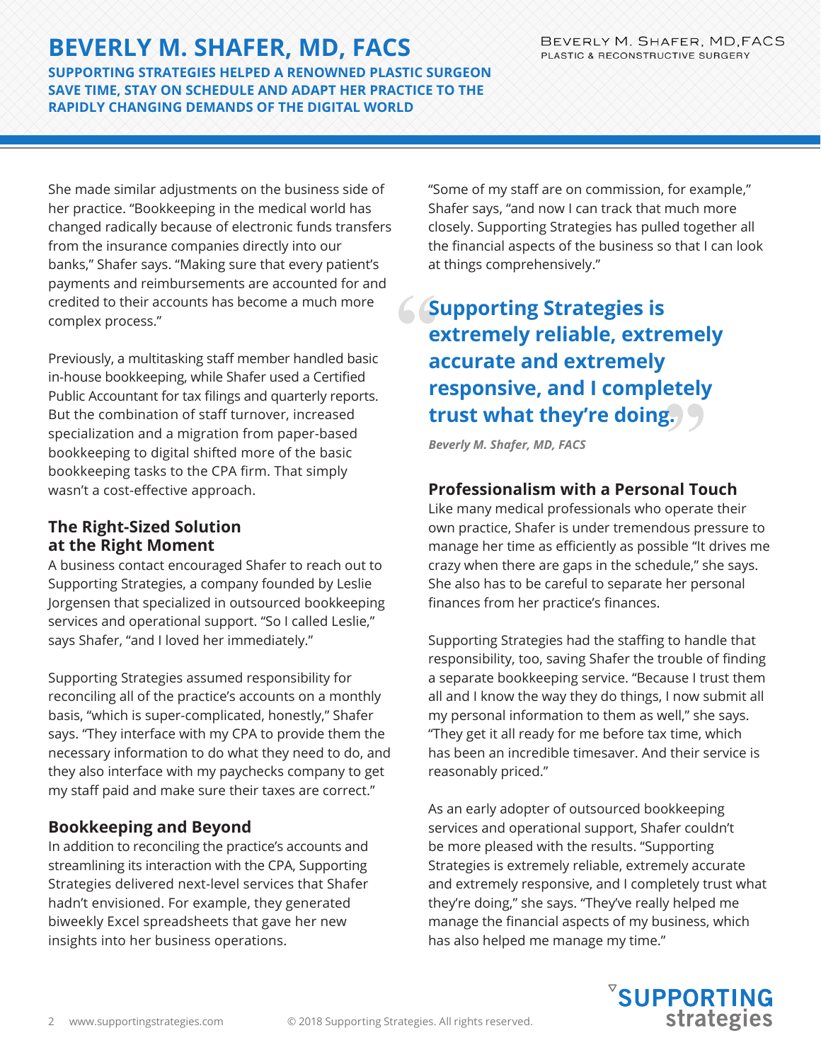# BEVERLY M. SHAFER, MD, FACS

**SUPPORTING STRATEGIES HELPED A RENOWNED PLASTIC SURGEON SAVE TIME, STAY ON SCHEDULE AND ADAPT HER PRACTICE TO THE RAPIDLY CHANGING DEMANDS OF THE DIGITAL WORLD**

She made similar adjustments on the business side of her practice. "Bookkeeping in the medical world has changed radically because of electronic funds transfers from the insurance companies directly into our banks," Shafer says. "Making sure that every patient's payments and reimbursements are accounted for and credited to their accounts has become a much more complex process."

Previously, a multitasking staff member handled basic in-house bookkeeping, while Shafer used a Certified Public Accountant for tax filings and quarterly reports. But the combination of staff turnover, increased specialization and a migration from paper-based bookkeeping to digital shifted more of the basic bookkeeping tasks to the CPA firm. That simply wasn't a cost-effective approach.

### The Right-Sized Solution at the Right Moment

A business contact encouraged Shafer to reach out to Supporting Strategies, a company founded by Leslie Jorgensen that specialized in outsourced bookkeeping services and operational support. "So I called Leslie," says Shafer, "and I loved her immediately."

Supporting Strategies assumed responsibility for reconciling all of the practice's accounts on a monthly basis, "which is super-complicated, honestly," Shafer says. "They interface with my CPA to provide them the necessary information to do what they need to do, and they also interface with my paychecks company to get my staff paid and make sure their taxes are correct."

### Bookkeeping and Beyond

In addition to reconciling the practice's accounts and streamlining its interaction with the CPA, Supporting Strategies delivered next-level services that Shafer hadn't envisioned. For example, they generated biweekly Excel spreadsheets that gave her new insights into her business operations.

"Some of my staff are on commission, for example," Shafer says, "and now I can track that much more closely. Supporting Strategies has pulled together all the financial aspects of the business so that I can look at things comprehensively."

> **"Supporting Strategies is extremely reliable, extremely accurate and extremely responsive, and I completely trust what they're doing."**
>
> *Beverly M. Shafer, MD, FACS*

### Professionalism with a Personal Touch

Like many medical professionals who operate their own practice, Shafer is under tremendous pressure to manage her time as efficiently as possible "It drives me crazy when there are gaps in the schedule," she says. She also has to be careful to separate her personal finances from her practice's finances.

Supporting Strategies had the staffing to handle that responsibility, too, saving Shafer the trouble of finding a separate bookkeeping service. "Because I trust them all and I know the way they do things, I now submit all my personal information to them as well," she says. "They get it all ready for me before tax time, which has been an incredible timesaver. And their service is reasonably priced."

As an early adopter of outsourced bookkeeping services and operational support, Shafer couldn't be more pleased with the results. "Supporting Strategies is extremely reliable, extremely accurate and extremely responsive, and I completely trust what they're doing," she says. "They've really helped me manage the financial aspects of my business, which has also helped me manage my time."

www.supportingstrategies.com © 2018 Supporting Strategies. All rights reserved.